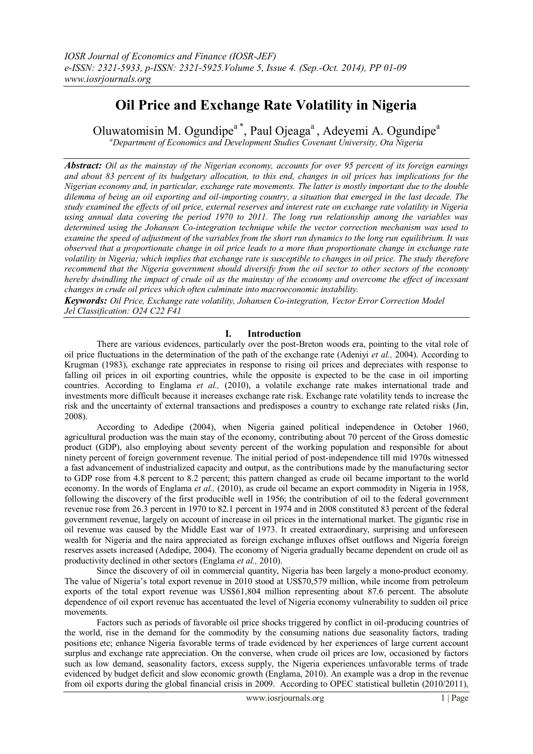# Oil Price and Exchange Rate Volatility in Nigeria

Oluwatomisin M. Ogundipe[a *], Paul Ojeaga[a], Adeyemi A. Ogundipe[a]

[a]*Department of Economics and Development Studies Covenant University, Ota Nigeria*

***Abstract:*** *Oil as the mainstay of the Nigerian economy, accounts for over 95 percent of its foreign earnings and about 83 percent of its budgetary allocation, to this end, changes in oil prices has implications for the Nigerian economy and, in particular, exchange rate movements. The latter is mostly important due to the double dilemma of being an oil exporting and oil-importing country, a situation that emerged in the last decade. The study examined the effects of oil price, external reserves and interest rate on exchange rate volatility in Nigeria using annual data covering the period 1970 to 2011. The long run relationship among the variables was determined using the Johansen Co-integration technique while the vector correction mechanism was used to examine the speed of adjustment of the variables from the short run dynamics to the long run equilibrium. It was observed that a proportionate change in oil price leads to a more than proportionate change in exchange rate volatility in Nigeria; which implies that exchange rate is susceptible to changes in oil price. The study therefore recommend that the Nigeria government should diversify from the oil sector to other sectors of the economy hereby dwindling the impact of crude oil as the mainstay of the economy and overcome the effect of incessant changes in crude oil prices which often culminate into macroeconomic instability.*

***Keywords:*** *Oil Price, Exchange rate volatility, Johansen Co-integration, Vector Error Correction Model*
*Jel Classification: O24 C22 F41*

## I. Introduction

There are various evidences, particularly over the post-Breton woods era, pointing to the vital role of oil price fluctuations in the determination of the path of the exchange rate (Adeniyi *et al.,* 2004). According to Krugman (1983), exchange rate appreciates in response to rising oil prices and depreciates with response to falling oil prices in oil exporting countries, while the opposite is expected to be the case in oil importing countries. According to Englama *et al.,* (2010), a volatile exchange rate makes international trade and investments more difficult because it increases exchange rate risk. Exchange rate volatility tends to increase the risk and the uncertainty of external transactions and predisposes a country to exchange rate related risks (Jin, 2008).

According to Adedipe (2004), when Nigeria gained political independence in October 1960, agricultural production was the main stay of the economy, contributing about 70 percent of the Gross domestic product (GDP), also employing about seventy percent of the working population and responsible for about ninety percent of foreign government revenue. The initial period of post-independence till mid 1970s witnessed a fast advancement of industrialized capacity and output, as the contributions made by the manufacturing sector to GDP rose from 4.8 percent to 8.2 percent; this pattern changed as crude oil became important to the world economy. In the words of Englama *et al.,* (2010), as crude oil became an export commodity in Nigeria in 1958, following the discovery of the first producible well in 1956; the contribution of oil to the federal government revenue rose from 26.3 percent in 1970 to 82.1 percent in 1974 and in 2008 constituted 83 percent of the federal government revenue, largely on account of increase in oil prices in the international market. The gigantic rise in oil revenue was caused by the Middle East war of 1973. It created extraordinary, surprising and unforeseen wealth for Nigeria and the naira appreciated as foreign exchange influxes offset outflows and Nigeria foreign reserves assets increased (Adedipe, 2004). The economy of Nigeria gradually became dependent on crude oil as productivity declined in other sectors (Englama *et al.,* 2010).

Since the discovery of oil in commercial quantity, Nigeria has been largely a mono-product economy. The value of Nigeria's total export revenue in 2010 stood at US$70,579 million, while income from petroleum exports of the total export revenue was US$61,804 million representing about 87.6 percent. The absolute dependence of oil export revenue has accentuated the level of Nigeria economy vulnerability to sudden oil price movements.

Factors such as periods of favorable oil price shocks triggered by conflict in oil-producing countries of the world, rise in the demand for the commodity by the consuming nations due seasonality factors, trading positions etc; enhance Nigeria favorable terms of trade evidenced by her experiences of large current account surplus and exchange rate appreciation. On the converse, when crude oil prices are low, occasioned by factors such as low demand, seasonality factors, excess supply, the Nigeria experiences unfavorable terms of trade evidenced by budget deficit and slow economic growth (Englama, 2010). An example was a drop in the revenue from oil exports during the global financial crisis in 2009. According to OPEC statistical bulletin (2010/2011),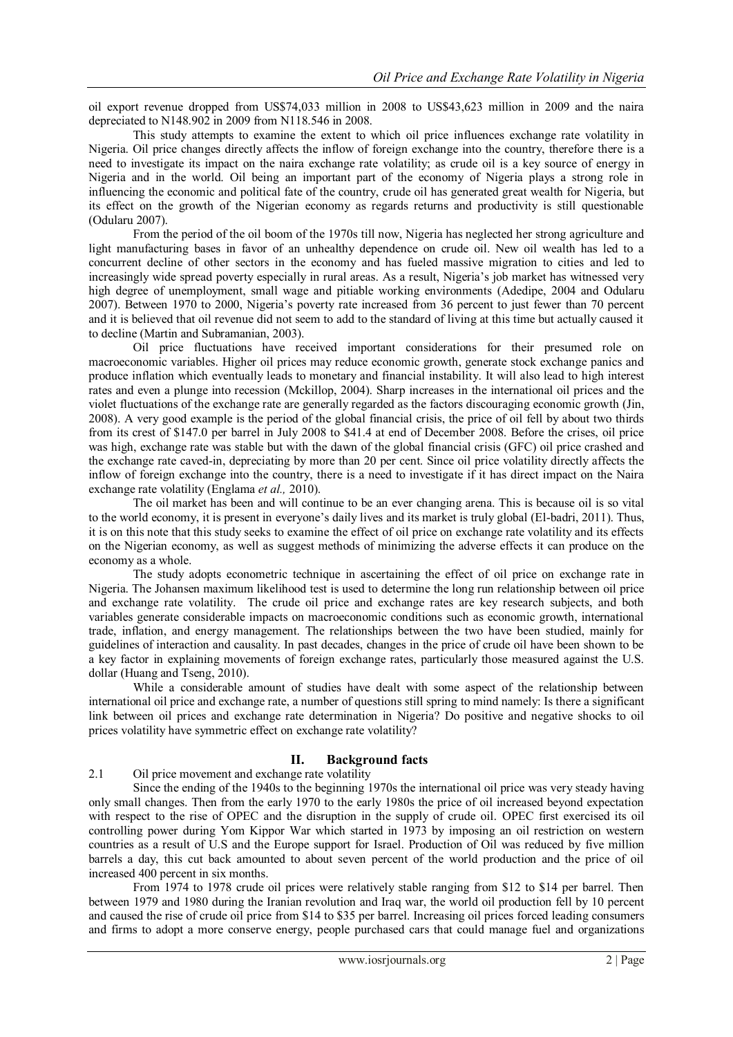oil export revenue dropped from US$74,033 million in 2008 to US$43,623 million in 2009 and the naira depreciated to N148.902 in 2009 from N118.546 in 2008.

This study attempts to examine the extent to which oil price influences exchange rate volatility in Nigeria. Oil price changes directly affects the inflow of foreign exchange into the country, therefore there is a need to investigate its impact on the naira exchange rate volatility; as crude oil is a key source of energy in Nigeria and in the world. Oil being an important part of the economy of Nigeria plays a strong role in influencing the economic and political fate of the country, crude oil has generated great wealth for Nigeria, but its effect on the growth of the Nigerian economy as regards returns and productivity is still questionable (Odularu 2007).

From the period of the oil boom of the 1970s till now, Nigeria has neglected her strong agriculture and light manufacturing bases in favor of an unhealthy dependence on crude oil. New oil wealth has led to a concurrent decline of other sectors in the economy and has fueled massive migration to cities and led to increasingly wide spread poverty especially in rural areas. As a result, Nigeria's job market has witnessed very high degree of unemployment, small wage and pitiable working environments (Adedipe, 2004 and Odularu 2007). Between 1970 to 2000, Nigeria's poverty rate increased from 36 percent to just fewer than 70 percent and it is believed that oil revenue did not seem to add to the standard of living at this time but actually caused it to decline (Martin and Subramanian, 2003).

Oil price fluctuations have received important considerations for their presumed role on macroeconomic variables. Higher oil prices may reduce economic growth, generate stock exchange panics and produce inflation which eventually leads to monetary and financial instability. It will also lead to high interest rates and even a plunge into recession (Mckillop, 2004). Sharp increases in the international oil prices and the violet fluctuations of the exchange rate are generally regarded as the factors discouraging economic growth (Jin, 2008). A very good example is the period of the global financial crisis, the price of oil fell by about two thirds from its crest of $147.0 per barrel in July 2008 to $41.4 at end of December 2008. Before the crises, oil price was high, exchange rate was stable but with the dawn of the global financial crisis (GFC) oil price crashed and the exchange rate caved-in, depreciating by more than 20 per cent. Since oil price volatility directly affects the inflow of foreign exchange into the country, there is a need to investigate if it has direct impact on the Naira exchange rate volatility (Englama *et al.,* 2010).

The oil market has been and will continue to be an ever changing arena. This is because oil is so vital to the world economy, it is present in everyone's daily lives and its market is truly global (El-badri, 2011). Thus, it is on this note that this study seeks to examine the effect of oil price on exchange rate volatility and its effects on the Nigerian economy, as well as suggest methods of minimizing the adverse effects it can produce on the economy as a whole.

The study adopts econometric technique in ascertaining the effect of oil price on exchange rate in Nigeria. The Johansen maximum likelihood test is used to determine the long run relationship between oil price and exchange rate volatility. The crude oil price and exchange rates are key research subjects, and both variables generate considerable impacts on macroeconomic conditions such as economic growth, international trade, inflation, and energy management. The relationships between the two have been studied, mainly for guidelines of interaction and causality. In past decades, changes in the price of crude oil have been shown to be a key factor in explaining movements of foreign exchange rates, particularly those measured against the U.S. dollar (Huang and Tseng, 2010).

While a considerable amount of studies have dealt with some aspect of the relationship between international oil price and exchange rate, a number of questions still spring to mind namely: Is there a significant link between oil prices and exchange rate determination in Nigeria? Do positive and negative shocks to oil prices volatility have symmetric effect on exchange rate volatility?

## II. Background facts

### 2.1 Oil price movement and exchange rate volatility

Since the ending of the 1940s to the beginning 1970s the international oil price was very steady having only small changes. Then from the early 1970 to the early 1980s the price of oil increased beyond expectation with respect to the rise of OPEC and the disruption in the supply of crude oil. OPEC first exercised its oil controlling power during Yom Kippor War which started in 1973 by imposing an oil restriction on western countries as a result of U.S and the Europe support for Israel. Production of Oil was reduced by five million barrels a day, this cut back amounted to about seven percent of the world production and the price of oil increased 400 percent in six months.

From 1974 to 1978 crude oil prices were relatively stable ranging from $12 to $14 per barrel. Then between 1979 and 1980 during the Iranian revolution and Iraq war, the world oil production fell by 10 percent and caused the rise of crude oil price from $14 to $35 per barrel. Increasing oil prices forced leading consumers and firms to adopt a more conserve energy, people purchased cars that could manage fuel and organizations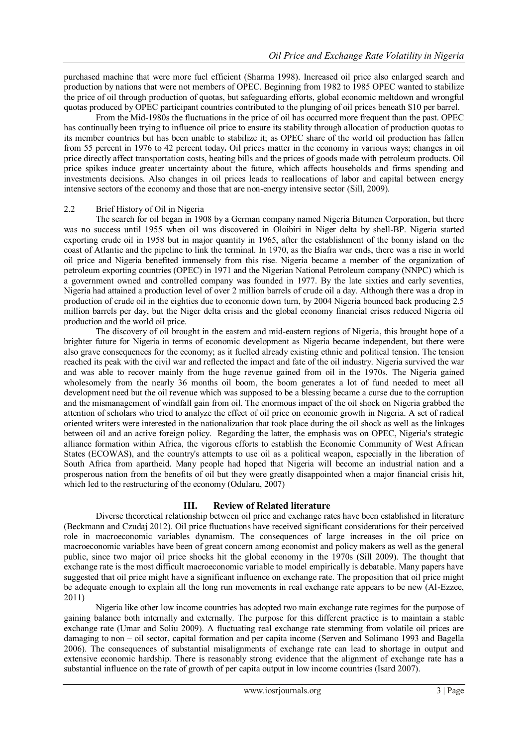purchased machine that were more fuel efficient (Sharma 1998). Increased oil price also enlarged search and production by nations that were not members of OPEC. Beginning from 1982 to 1985 OPEC wanted to stabilize the price of oil through production of quotas, but safeguarding efforts, global economic meltdown and wrongful quotas produced by OPEC participant countries contributed to the plunging of oil prices beneath $10 per barrel.

From the Mid-1980s the fluctuations in the price of oil has occurred more frequent than the past. OPEC has continually been trying to influence oil price to ensure its stability through allocation of production quotas to its member countries but has been unable to stabilize it; as OPEC share of the world oil production has fallen from 55 percent in 1976 to 42 percent today**.** Oil prices matter in the economy in various ways; changes in oil price directly affect transportation costs, heating bills and the prices of goods made with petroleum products. Oil price spikes induce greater uncertainty about the future, which affects households and firms spending and investments decisions. Also changes in oil prices leads to reallocations of labor and capital between energy intensive sectors of the economy and those that are non-energy intensive sector (Sill, 2009).

### 2.2 Brief History of Oil in Nigeria

The search for oil began in 1908 by a German company named Nigeria Bitumen Corporation, but there was no success until 1955 when oil was discovered in Oloibiri in Niger delta by shell-BP. Nigeria started exporting crude oil in 1958 but in major quantity in 1965, after the establishment of the bonny island on the coast of Atlantic and the pipeline to link the terminal. In 1970, as the Biafra war ends, there was a rise in world oil price and Nigeria benefited immensely from this rise. Nigeria became a member of the organization of petroleum exporting countries (OPEC) in 1971 and the Nigerian National Petroleum company (NNPC) which is a government owned and controlled company was founded in 1977. By the late sixties and early seventies, Nigeria had attained a production level of over 2 million barrels of crude oil a day. Although there was a drop in production of crude oil in the eighties due to economic down turn, by 2004 Nigeria bounced back producing 2.5 million barrels per day, but the Niger delta crisis and the global economy financial crises reduced Nigeria oil production and the world oil price.

The discovery of oil brought in the eastern and mid-eastern regions of Nigeria, this brought hope of a brighter future for Nigeria in terms of economic development as Nigeria became independent, but there were also grave consequences for the economy; as it fuelled already existing ethnic and political tension. The tension reached its peak with the civil war and reflected the impact and fate of the oil industry. Nigeria survived the war and was able to recover mainly from the huge revenue gained from oil in the 1970s. The Nigeria gained wholesomely from the nearly 36 months oil boom, the boom generates a lot of fund needed to meet all development need but the oil revenue which was supposed to be a blessing became a curse due to the corruption and the mismanagement of windfall gain from oil. The enormous impact of the oil shock on Nigeria grabbed the attention of scholars who tried to analyze the effect of oil price on economic growth in Nigeria. A set of radical oriented writers were interested in the nationalization that took place during the oil shock as well as the linkages between oil and an active foreign policy. Regarding the latter, the emphasis was on OPEC, Nigeria's strategic alliance formation within Africa, the vigorous efforts to establish the Economic Community of West African States (ECOWAS), and the country's attempts to use oil as a political weapon, especially in the liberation of South Africa from apartheid. Many people had hoped that Nigeria will become an industrial nation and a prosperous nation from the benefits of oil but they were greatly disappointed when a major financial crisis hit, which led to the restructuring of the economy (Odularu, 2007)

## III. Review of Related literature

Diverse theoretical relationship between oil price and exchange rates have been established in literature (Beckmann and Czudaj 2012). Oil price fluctuations have received significant considerations for their perceived role in macroeconomic variables dynamism. The consequences of large increases in the oil price on macroeconomic variables have been of great concern among economist and policy makers as well as the general public, since two major oil price shocks hit the global economy in the 1970s (Sill 2009). The thought that exchange rate is the most difficult macroeconomic variable to model empirically is debatable. Many papers have suggested that oil price might have a significant influence on exchange rate. The proposition that oil price might be adequate enough to explain all the long run movements in real exchange rate appears to be new (Al-Ezzee, 2011)

Nigeria like other low income countries has adopted two main exchange rate regimes for the purpose of gaining balance both internally and externally. The purpose for this different practice is to maintain a stable exchange rate (Umar and Soliu 2009). A fluctuating real exchange rate stemming from volatile oil prices are damaging to non – oil sector, capital formation and per capita income (Serven and Solimano 1993 and Bagella 2006). The consequences of substantial misalignments of exchange rate can lead to shortage in output and extensive economic hardship. There is reasonably strong evidence that the alignment of exchange rate has a substantial influence on the rate of growth of per capita output in low income countries (Isard 2007).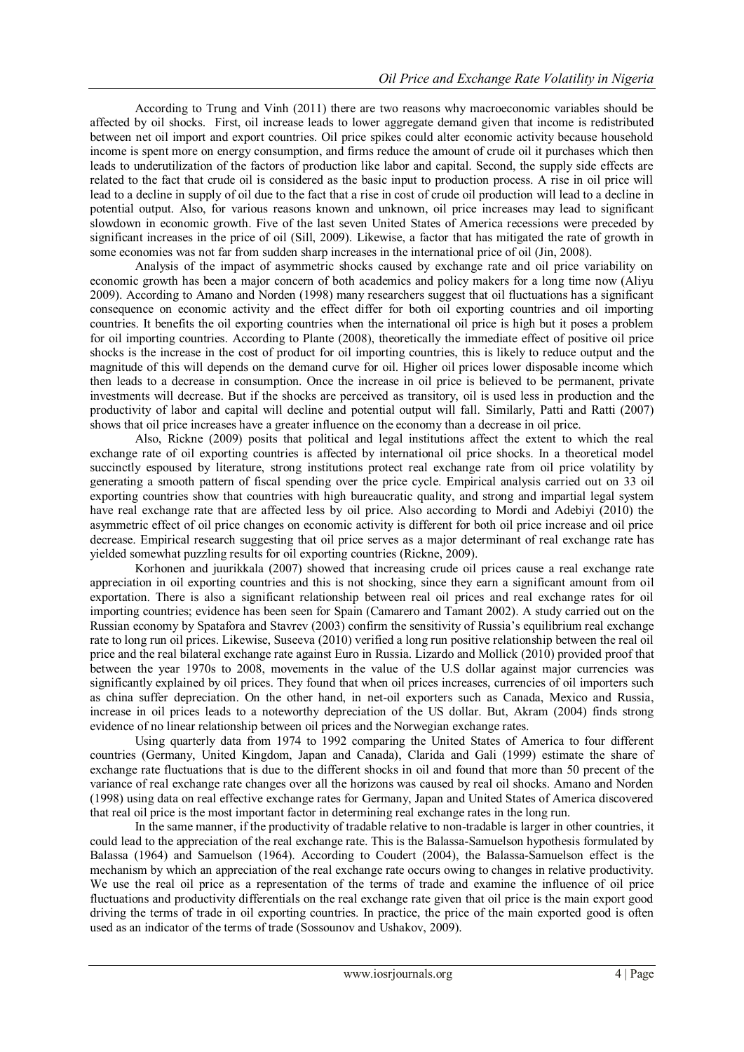According to Trung and Vinh (2011) there are two reasons why macroeconomic variables should be affected by oil shocks. First, oil increase leads to lower aggregate demand given that income is redistributed between net oil import and export countries. Oil price spikes could alter economic activity because household income is spent more on energy consumption, and firms reduce the amount of crude oil it purchases which then leads to underutilization of the factors of production like labor and capital. Second, the supply side effects are related to the fact that crude oil is considered as the basic input to production process. A rise in oil price will lead to a decline in supply of oil due to the fact that a rise in cost of crude oil production will lead to a decline in potential output. Also, for various reasons known and unknown, oil price increases may lead to significant slowdown in economic growth. Five of the last seven United States of America recessions were preceded by significant increases in the price of oil (Sill, 2009). Likewise, a factor that has mitigated the rate of growth in some economies was not far from sudden sharp increases in the international price of oil (Jin, 2008).

Analysis of the impact of asymmetric shocks caused by exchange rate and oil price variability on economic growth has been a major concern of both academics and policy makers for a long time now (Aliyu 2009). According to Amano and Norden (1998) many researchers suggest that oil fluctuations has a significant consequence on economic activity and the effect differ for both oil exporting countries and oil importing countries. It benefits the oil exporting countries when the international oil price is high but it poses a problem for oil importing countries. According to Plante (2008), theoretically the immediate effect of positive oil price shocks is the increase in the cost of product for oil importing countries, this is likely to reduce output and the magnitude of this will depends on the demand curve for oil. Higher oil prices lower disposable income which then leads to a decrease in consumption. Once the increase in oil price is believed to be permanent, private investments will decrease. But if the shocks are perceived as transitory, oil is used less in production and the productivity of labor and capital will decline and potential output will fall. Similarly, Patti and Ratti (2007) shows that oil price increases have a greater influence on the economy than a decrease in oil price.

Also, Rickne (2009) posits that political and legal institutions affect the extent to which the real exchange rate of oil exporting countries is affected by international oil price shocks. In a theoretical model succinctly espoused by literature, strong institutions protect real exchange rate from oil price volatility by generating a smooth pattern of fiscal spending over the price cycle. Empirical analysis carried out on 33 oil exporting countries show that countries with high bureaucratic quality, and strong and impartial legal system have real exchange rate that are affected less by oil price. Also according to Mordi and Adebiyi (2010) the asymmetric effect of oil price changes on economic activity is different for both oil price increase and oil price decrease. Empirical research suggesting that oil price serves as a major determinant of real exchange rate has yielded somewhat puzzling results for oil exporting countries (Rickne, 2009).

Korhonen and juurikkala (2007) showed that increasing crude oil prices cause a real exchange rate appreciation in oil exporting countries and this is not shocking, since they earn a significant amount from oil exportation. There is also a significant relationship between real oil prices and real exchange rates for oil importing countries; evidence has been seen for Spain (Camarero and Tamant 2002). A study carried out on the Russian economy by Spatafora and Stavrev (2003) confirm the sensitivity of Russia's equilibrium real exchange rate to long run oil prices. Likewise, Suseeva (2010) verified a long run positive relationship between the real oil price and the real bilateral exchange rate against Euro in Russia. Lizardo and Mollick (2010) provided proof that between the year 1970s to 2008, movements in the value of the U.S dollar against major currencies was significantly explained by oil prices. They found that when oil prices increases, currencies of oil importers such as china suffer depreciation. On the other hand, in net-oil exporters such as Canada, Mexico and Russia, increase in oil prices leads to a noteworthy depreciation of the US dollar. But, Akram (2004) finds strong evidence of no linear relationship between oil prices and the Norwegian exchange rates.

Using quarterly data from 1974 to 1992 comparing the United States of America to four different countries (Germany, United Kingdom, Japan and Canada), Clarida and Gali (1999) estimate the share of exchange rate fluctuations that is due to the different shocks in oil and found that more than 50 precent of the variance of real exchange rate changes over all the horizons was caused by real oil shocks. Amano and Norden (1998) using data on real effective exchange rates for Germany, Japan and United States of America discovered that real oil price is the most important factor in determining real exchange rates in the long run.

In the same manner, if the productivity of tradable relative to non-tradable is larger in other countries, it could lead to the appreciation of the real exchange rate. This is the Balassa-Samuelson hypothesis formulated by Balassa (1964) and Samuelson (1964). According to Coudert (2004), the Balassa-Samuelson effect is the mechanism by which an appreciation of the real exchange rate occurs owing to changes in relative productivity. We use the real oil price as a representation of the terms of trade and examine the influence of oil price fluctuations and productivity differentials on the real exchange rate given that oil price is the main export good driving the terms of trade in oil exporting countries. In practice, the price of the main exported good is often used as an indicator of the terms of trade (Sossounov and Ushakov, 2009).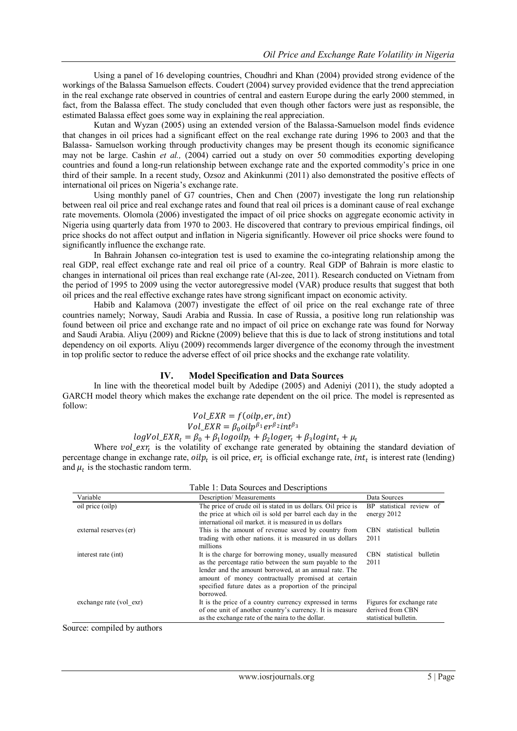Using a panel of 16 developing countries, Choudhri and Khan (2004) provided strong evidence of the workings of the Balassa Samuelson effects. Coudert (2004) survey provided evidence that the trend appreciation in the real exchange rate observed in countries of central and eastern Europe during the early 2000 stemmed, in fact, from the Balassa effect. The study concluded that even though other factors were just as responsible, the estimated Balassa effect goes some way in explaining the real appreciation.

Kutan and Wyzan (2005) using an extended version of the Balassa-Samuelson model finds evidence that changes in oil prices had a significant effect on the real exchange rate during 1996 to 2003 and that the Balassa- Samuelson working through productivity changes may be present though its economic significance may not be large. Cashin *et al.,* (2004) carried out a study on over 50 commodities exporting developing countries and found a long-run relationship between exchange rate and the exported commodity's price in one third of their sample. In a recent study, Ozsoz and Akinkunmi (2011) also demonstrated the positive effects of international oil prices on Nigeria's exchange rate.

Using monthly panel of G7 countries, Chen and Chen (2007) investigate the long run relationship between real oil price and real exchange rates and found that real oil prices is a dominant cause of real exchange rate movements. Olomola (2006) investigated the impact of oil price shocks on aggregate economic activity in Nigeria using quarterly data from 1970 to 2003. He discovered that contrary to previous empirical findings, oil price shocks do not affect output and inflation in Nigeria significantly. However oil price shocks were found to significantly influence the exchange rate.

In Bahrain Johansen co-integration test is used to examine the co-integrating relationship among the real GDP, real effect exchange rate and real oil price of a country. Real GDP of Bahrain is more elastic to changes in international oil prices than real exchange rate (Al-zee, 2011). Research conducted on Vietnam from the period of 1995 to 2009 using the vector autoregressive model (VAR) produce results that suggest that both oil prices and the real effective exchange rates have strong significant impact on economic activity.

Habib and Kalamova (2007) investigate the effect of oil price on the real exchange rate of three countries namely; Norway, Saudi Arabia and Russia. In case of Russia, a positive long run relationship was found between oil price and exchange rate and no impact of oil price on exchange rate was found for Norway and Saudi Arabia. Aliyu (2009) and Rickne (2009) believe that this is due to lack of strong institutions and total dependency on oil exports. Aliyu (2009) recommends larger divergence of the economy through the investment in top prolific sector to reduce the adverse effect of oil price shocks and the exchange rate volatility.

## IV. Model Specification and Data Sources

In line with the theoretical model built by Adedipe (2005) and Adeniyi (2011), the study adopted a GARCH model theory which makes the exchange rate dependent on the oil price. The model is represented as follow:

$$Vol\_EXR = f(oilp, er, int)$$

$$Vol\_EXR = \beta_0 oilp^{\beta_1} er^{\beta_2} int^{\beta_3}$$

$$logVol\_EXR_t = \beta_0 + \beta_1 logoilp_t + \beta_2 loger_t + \beta_3 logint_t + \mu_t$$

Where $vol\_exr_t$ is the volatility of exchange rate generated by obtaining the standard deviation of percentage change in exchange rate, $oilp_t$ is oil price, $er_t$ is official exchange rate, $int_t$ is interest rate (lending) and $\mu_t$ is the stochastic random term.

Table 1: Data Sources and Descriptions

| Variable | Description/ Measurements | Data Sources |
|---|---|---|
| oil price (oilp) | The price of crude oil is stated in us dollars. Oil price is the price at which oil is sold per barrel each day in the international oil market. it is measured in us dollars | BP statistical review of energy 2012 |
| external reserves (er) | This is the amount of revenue saved by country from trading with other nations. it is measured in us dollars millions | CBN statistical bulletin 2011 |
| interest rate (int) | It is the charge for borrowing money, usually measured as the percentage ratio between the sum payable to the lender and the amount borrowed, at an annual rate. The amount of money contractually promised at certain specified future dates as a proportion of the principal borrowed. | CBN statistical bulletin 2011 |
| exchange rate (vol_exr) | It is the price of a country currency expressed in terms of one unit of another country's currency. It is measure as the exchange rate of the naira to the dollar. | Figures for exchange rate derived from CBN statistical bulletin. |

Source: compiled by authors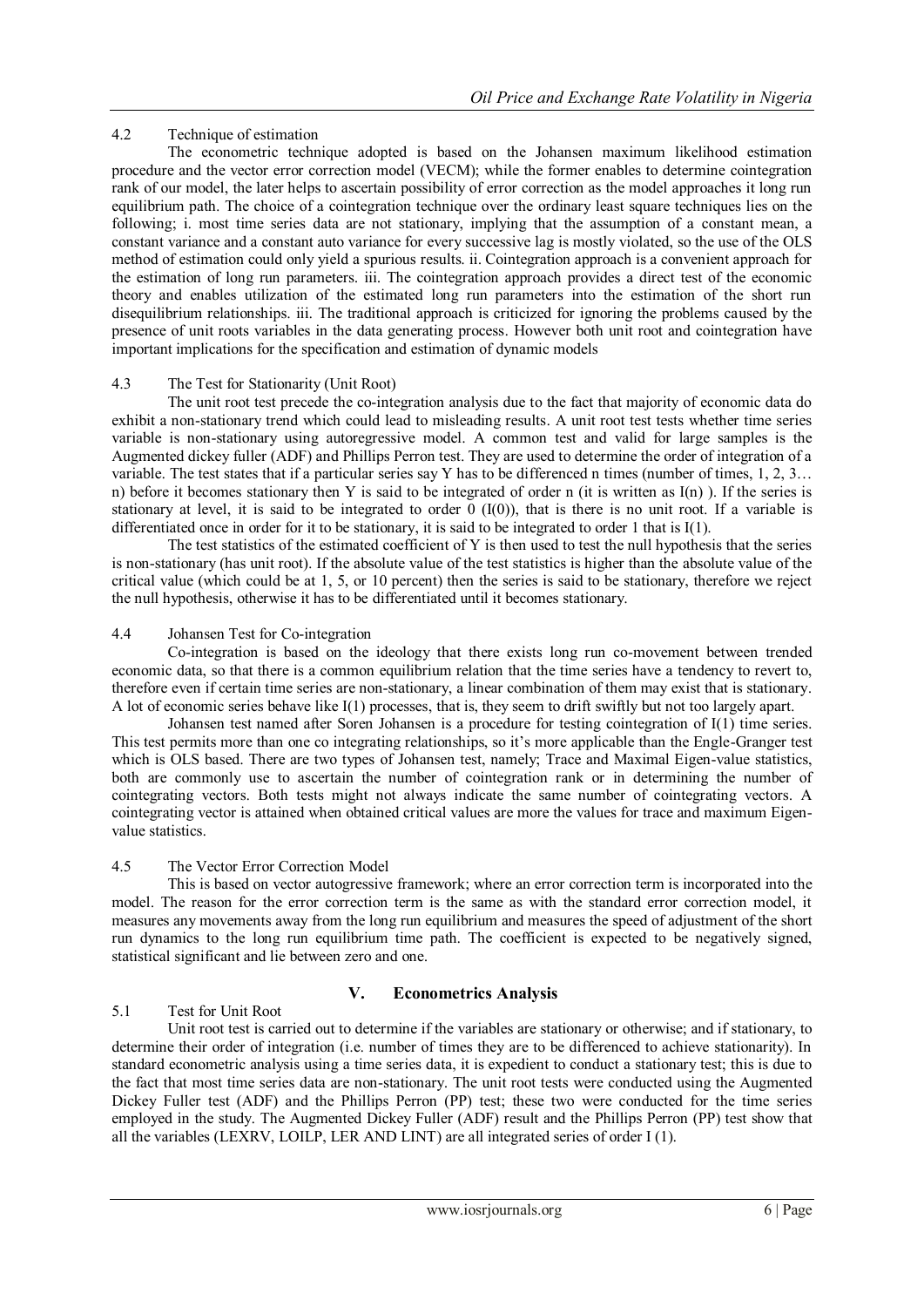4.2 Technique of estimation

The econometric technique adopted is based on the Johansen maximum likelihood estimation procedure and the vector error correction model (VECM); while the former enables to determine cointegration rank of our model, the later helps to ascertain possibility of error correction as the model approaches it long run equilibrium path. The choice of a cointegration technique over the ordinary least square techniques lies on the following; i. most time series data are not stationary, implying that the assumption of a constant mean, a constant variance and a constant auto variance for every successive lag is mostly violated, so the use of the OLS method of estimation could only yield a spurious results. ii. Cointegration approach is a convenient approach for the estimation of long run parameters. iii. The cointegration approach provides a direct test of the economic theory and enables utilization of the estimated long run parameters into the estimation of the short run disequilibrium relationships. iii. The traditional approach is criticized for ignoring the problems caused by the presence of unit roots variables in the data generating process. However both unit root and cointegration have important implications for the specification and estimation of dynamic models

4.3 The Test for Stationarity (Unit Root)

The unit root test precede the co-integration analysis due to the fact that majority of economic data do exhibit a non-stationary trend which could lead to misleading results. A unit root test tests whether time series variable is non-stationary using autoregressive model. A common test and valid for large samples is the Augmented dickey fuller (ADF) and Phillips Perron test. They are used to determine the order of integration of a variable. The test states that if a particular series say Y has to be differenced n times (number of times, 1, 2, 3… n) before it becomes stationary then Y is said to be integrated of order n (it is written as I(n) ). If the series is stationary at level, it is said to be integrated to order 0 (I(0)), that is there is no unit root. If a variable is differentiated once in order for it to be stationary, it is said to be integrated to order 1 that is I(1).

The test statistics of the estimated coefficient of Y is then used to test the null hypothesis that the series is non-stationary (has unit root). If the absolute value of the test statistics is higher than the absolute value of the critical value (which could be at 1, 5, or 10 percent) then the series is said to be stationary, therefore we reject the null hypothesis, otherwise it has to be differentiated until it becomes stationary.

4.4 Johansen Test for Co-integration

Co-integration is based on the ideology that there exists long run co-movement between trended economic data, so that there is a common equilibrium relation that the time series have a tendency to revert to, therefore even if certain time series are non-stationary, a linear combination of them may exist that is stationary. A lot of economic series behave like I(1) processes, that is, they seem to drift swiftly but not too largely apart.

Johansen test named after Soren Johansen is a procedure for testing cointegration of I(1) time series. This test permits more than one co integrating relationships, so it's more applicable than the Engle-Granger test which is OLS based. There are two types of Johansen test, namely; Trace and Maximal Eigen-value statistics, both are commonly use to ascertain the number of cointegration rank or in determining the number of cointegrating vectors. Both tests might not always indicate the same number of cointegrating vectors. A cointegrating vector is attained when obtained critical values are more the values for trace and maximum Eigen-value statistics.

4.5 The Vector Error Correction Model

This is based on vector autoregressive framework; where an error correction term is incorporated into the model. The reason for the error correction term is the same as with the standard error correction model, it measures any movements away from the long run equilibrium and measures the speed of adjustment of the short run dynamics to the long run equilibrium time path. The coefficient is expected to be negatively signed, statistical significant and lie between zero and one.

## V. Econometrics Analysis

5.1 Test for Unit Root

Unit root test is carried out to determine if the variables are stationary or otherwise; and if stationary, to determine their order of integration (i.e. number of times they are to be differenced to achieve stationarity). In standard econometric analysis using a time series data, it is expedient to conduct a stationary test; this is due to the fact that most time series data are non-stationary. The unit root tests were conducted using the Augmented Dickey Fuller test (ADF) and the Phillips Perron (PP) test; these two were conducted for the time series employed in the study. The Augmented Dickey Fuller (ADF) result and the Phillips Perron (PP) test show that all the variables (LEXRV, LOILP, LER AND LINT) are all integrated series of order I (1).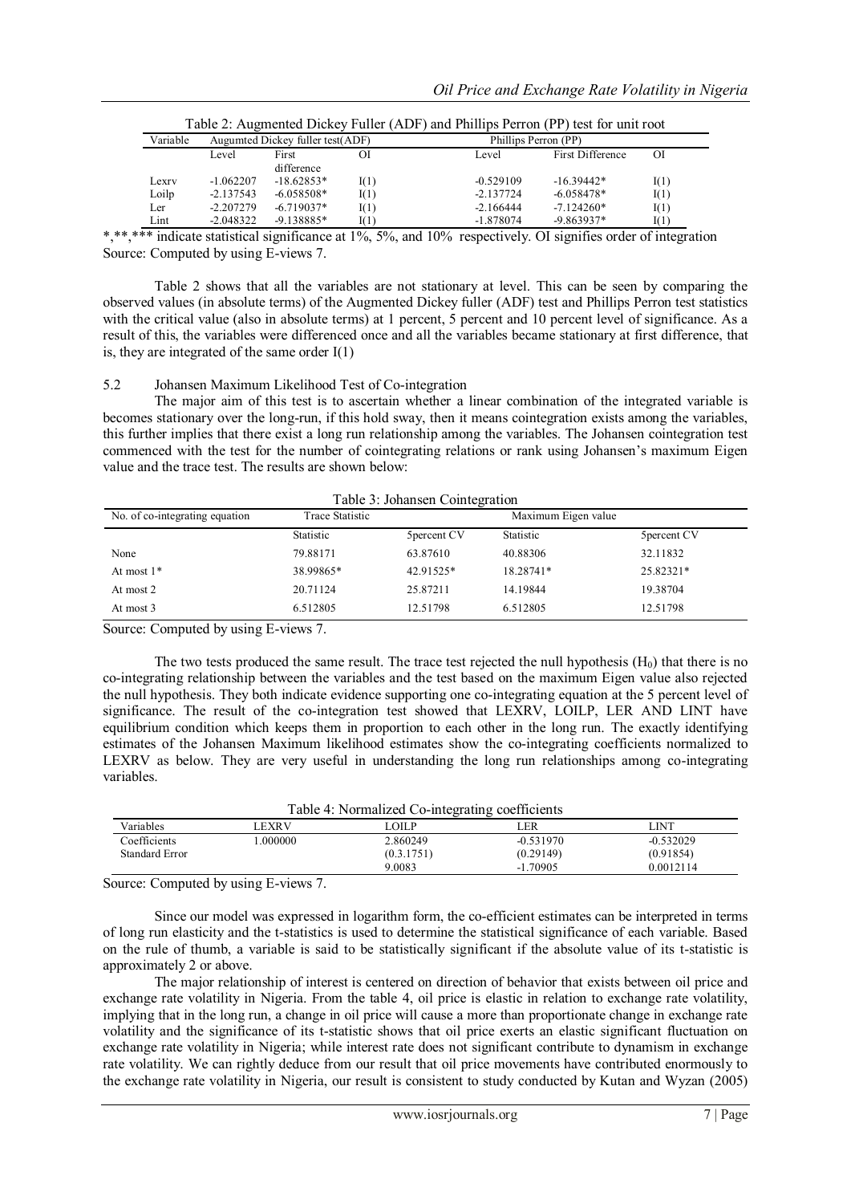Table 2: Augmented Dickey Fuller (ADF) and Phillips Perron (PP) test for unit root

| Variable | Augumted Dickey fuller test(ADF) | | | Phillips Perron (PP) | | |
|---|---|---|---|---|---|---|
| | Level | First difference | OI | Level | First Difference | OI |
| Lexrv | -1.062207 | -18.62853* | I(1) | -0.529109 | -16.39442* | I(1) |
| Loilp | -2.137543 | -6.058508* | I(1) | -2.137724 | -6.058478* | I(1) |
| Ler | -2.207279 | -6.719037* | I(1) | -2.166444 | -7.124260* | I(1) |
| Lint | -2.048322 | -9.138885* | I(1) | -1.878074 | -9.863937* | I(1) |

*,**,*** indicate statistical significance at 1%, 5%, and 10% respectively. OI signifies order of integration
Source: Computed by using E-views 7.

Table 2 shows that all the variables are not stationary at level. This can be seen by comparing the observed values (in absolute terms) of the Augmented Dickey fuller (ADF) test and Phillips Perron test statistics with the critical value (also in absolute terms) at 1 percent, 5 percent and 10 percent level of significance. As a result of this, the variables were differenced once and all the variables became stationary at first difference, that is, they are integrated of the same order I(1)

### 5.2 Johansen Maximum Likelihood Test of Co-integration

The major aim of this test is to ascertain whether a linear combination of the integrated variable is becomes stationary over the long-run, if this hold sway, then it means cointegration exists among the variables, this further implies that there exist a long run relationship among the variables. The Johansen cointegration test commenced with the test for the number of cointegrating relations or rank using Johansen's maximum Eigen value and the trace test. The results are shown below:

Table 3: Johansen Cointegration

| No. of co-integrating equation | Trace Statistic | | Maximum Eigen value | |
|---|---|---|---|---|
| | Statistic | 5percent CV | Statistic | 5percent CV |
| None | 79.88171 | 63.87610 | 40.88306 | 32.11832 |
| At most 1* | 38.99865* | 42.91525* | 18.28741* | 25.82321* |
| At most 2 | 20.71124 | 25.87211 | 14.19844 | 19.38704 |
| At most 3 | 6.512805 | 12.51798 | 6.512805 | 12.51798 |

Source: Computed by using E-views 7.

The two tests produced the same result. The trace test rejected the null hypothesis ($H_0$) that there is no co-integrating relationship between the variables and the test based on the maximum Eigen value also rejected the null hypothesis. They both indicate evidence supporting one co-integrating equation at the 5 percent level of significance. The result of the co-integration test showed that LEXRV, LOILP, LER AND LINT have equilibrium condition which keeps them in proportion to each other in the long run. The exactly identifying estimates of the Johansen Maximum likelihood estimates show the co-integrating coefficients normalized to LEXRV as below. They are very useful in understanding the long run relationships among co-integrating variables.

Table 4: Normalized Co-integrating coefficients

| Variables | LEXRV | LOILP | LER | LINT |
|---|---|---|---|---|
| Coefficients | 1.000000 | 2.860249 | -0.531970 | -0.532029 |
| Standard Error | | (0.3.1751) | (0.29149) | (0.91854) |
| | | 9.0083 | -1.70905 | 0.0012114 |

Source: Computed by using E-views 7.

Since our model was expressed in logarithm form, the co-efficient estimates can be interpreted in terms of long run elasticity and the t-statistics is used to determine the statistical significance of each variable. Based on the rule of thumb, a variable is said to be statistically significant if the absolute value of its t-statistic is approximately 2 or above.

The major relationship of interest is centered on direction of behavior that exists between oil price and exchange rate volatility in Nigeria. From the table 4, oil price is elastic in relation to exchange rate volatility, implying that in the long run, a change in oil price will cause a more than proportionate change in exchange rate volatility and the significance of its t-statistic shows that oil price exerts an elastic significant fluctuation on exchange rate volatility in Nigeria; while interest rate does not significant contribute to dynamism in exchange rate volatility. We can rightly deduce from our result that oil price movements have contributed enormously to the exchange rate volatility in Nigeria, our result is consistent to study conducted by Kutan and Wyzan (2005)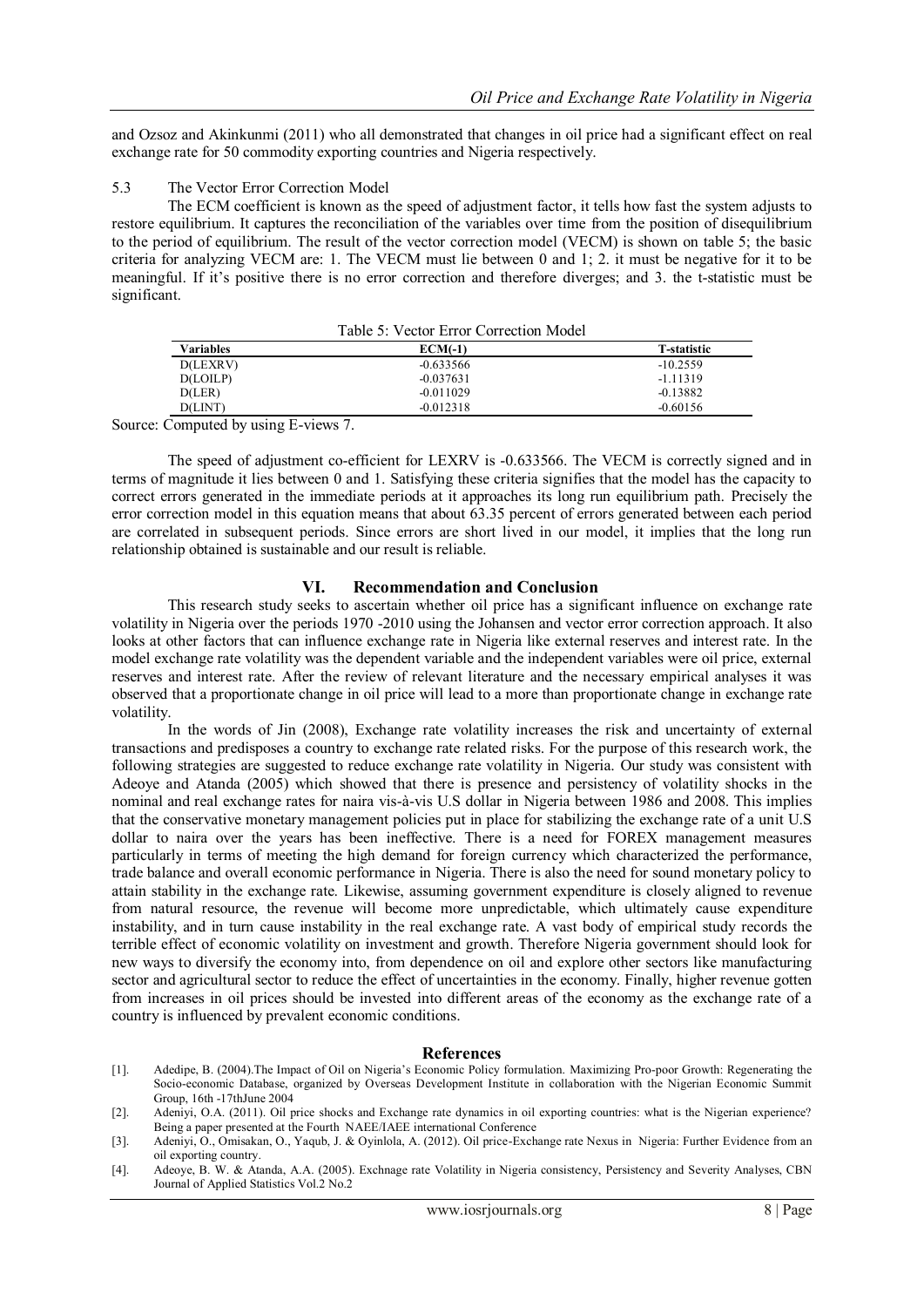and Ozsoz and Akinkunmi (2011) who all demonstrated that changes in oil price had a significant effect on real exchange rate for 50 commodity exporting countries and Nigeria respectively.

### 5.3 The Vector Error Correction Model

The ECM coefficient is known as the speed of adjustment factor, it tells how fast the system adjusts to restore equilibrium. It captures the reconciliation of the variables over time from the position of disequilibrium to the period of equilibrium. The result of the vector correction model (VECM) is shown on table 5; the basic criteria for analyzing VECM are: 1. The VECM must lie between 0 and 1; 2. it must be negative for it to be meaningful. If it's positive there is no error correction and therefore diverges; and 3. the t-statistic must be significant.

Table 5: Vector Error Correction Model

| Variables | ECM(-1) | T-statistic |
|---|---|---|
| D(LEXRV) | -0.633566 | -10.2559 |
| D(LOILP) | -0.037631 | -1.11319 |
| D(LER) | -0.011029 | -0.13882 |
| D(LINT) | -0.012318 | -0.60156 |

Source: Computed by using E-views 7.

The speed of adjustment co-efficient for LEXRV is -0.633566. The VECM is correctly signed and in terms of magnitude it lies between 0 and 1. Satisfying these criteria signifies that the model has the capacity to correct errors generated in the immediate periods at it approaches its long run equilibrium path. Precisely the error correction model in this equation means that about 63.35 percent of errors generated between each period are correlated in subsequent periods. Since errors are short lived in our model, it implies that the long run relationship obtained is sustainable and our result is reliable.

## VI. Recommendation and Conclusion

This research study seeks to ascertain whether oil price has a significant influence on exchange rate volatility in Nigeria over the periods 1970 -2010 using the Johansen and vector error correction approach. It also looks at other factors that can influence exchange rate in Nigeria like external reserves and interest rate. In the model exchange rate volatility was the dependent variable and the independent variables were oil price, external reserves and interest rate. After the review of relevant literature and the necessary empirical analyses it was observed that a proportionate change in oil price will lead to a more than proportionate change in exchange rate volatility.

In the words of Jin (2008), Exchange rate volatility increases the risk and uncertainty of external transactions and predisposes a country to exchange rate related risks. For the purpose of this research work, the following strategies are suggested to reduce exchange rate volatility in Nigeria. Our study was consistent with Adeoye and Atanda (2005) which showed that there is presence and persistency of volatility shocks in the nominal and real exchange rates for naira vis-à-vis U.S dollar in Nigeria between 1986 and 2008. This implies that the conservative monetary management policies put in place for stabilizing the exchange rate of a unit U.S dollar to naira over the years has been ineffective. There is a need for FOREX management measures particularly in terms of meeting the high demand for foreign currency which characterized the performance, trade balance and overall economic performance in Nigeria. There is also the need for sound monetary policy to attain stability in the exchange rate. Likewise, assuming government expenditure is closely aligned to revenue from natural resource, the revenue will become more unpredictable, which ultimately cause expenditure instability, and in turn cause instability in the real exchange rate. A vast body of empirical study records the terrible effect of economic volatility on investment and growth. Therefore Nigeria government should look for new ways to diversify the economy into, from dependence on oil and explore other sectors like manufacturing sector and agricultural sector to reduce the effect of uncertainties in the economy. Finally, higher revenue gotten from increases in oil prices should be invested into different areas of the economy as the exchange rate of a country is influenced by prevalent economic conditions.

## References

[1]. Adedipe, B. (2004).The Impact of Oil on Nigeria's Economic Policy formulation. Maximizing Pro-poor Growth: Regenerating the Socio-economic Database, organized by Overseas Development Institute in collaboration with the Nigerian Economic Summit Group, 16th -17thJune 2004

[2]. Adeniyi, O.A. (2011). Oil price shocks and Exchange rate dynamics in oil exporting countries: what is the Nigerian experience? Being a paper presented at the Fourth NAEE/IAEE international Conference

[3]. Adeniyi, O., Omisakan, O., Yaqub, J. & Oyinlola, A. (2012). Oil price-Exchange rate Nexus in Nigeria: Further Evidence from an oil exporting country.

[4]. Adeoye, B. W. & Atanda, A.A. (2005). Exchnage rate Volatility in Nigeria consistency, Persistency and Severity Analyses, CBN Journal of Applied Statistics Vol.2 No.2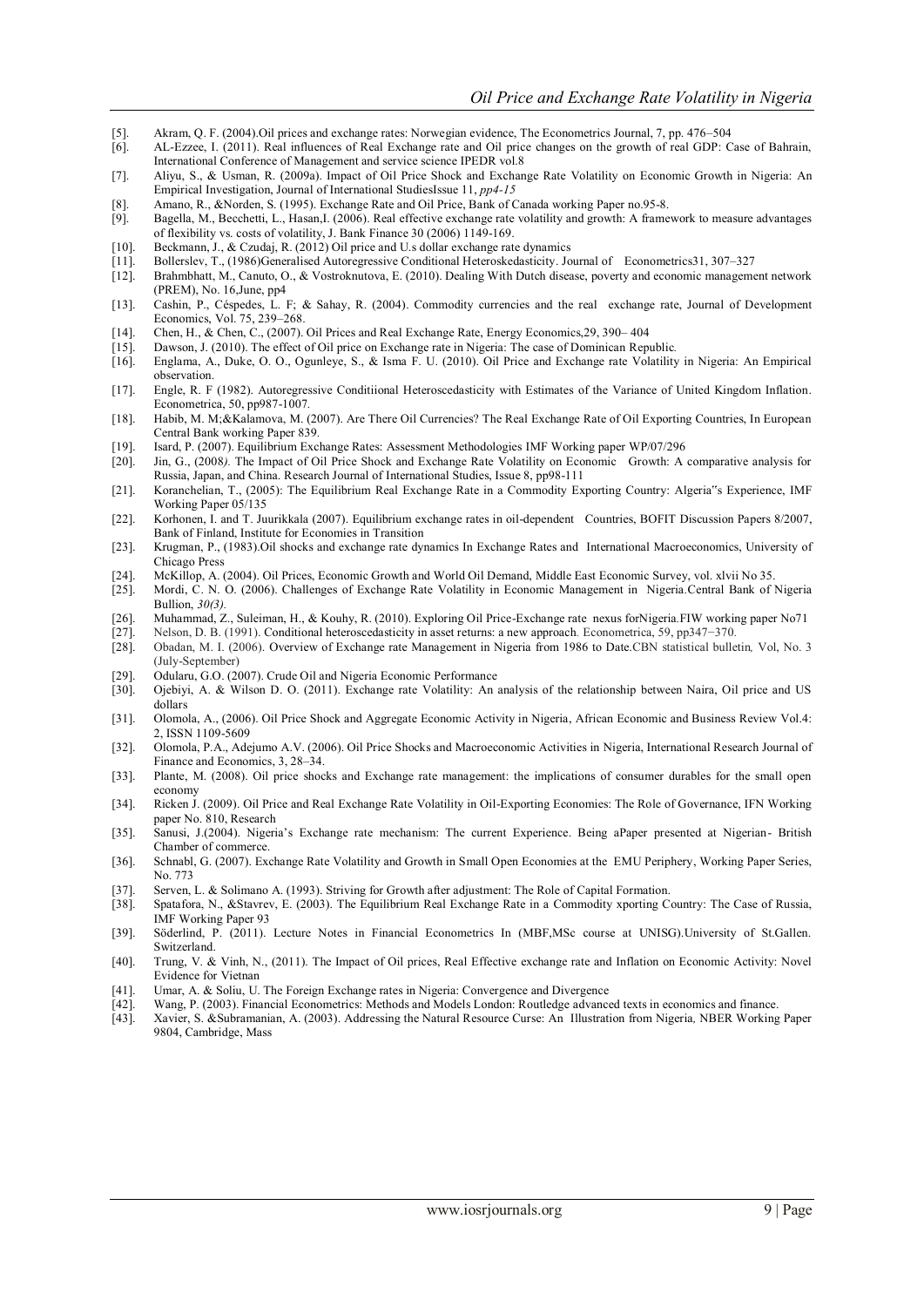[5]. Akram, Q. F. (2004).Oil prices and exchange rates: Norwegian evidence, The Econometrics Journal, 7, pp. 476–504

[6]. AL-Ezzee, I. (2011). Real influences of Real Exchange rate and Oil price changes on the growth of real GDP: Case of Bahrain, International Conference of Management and service science IPEDR vol.8

[7]. Aliyu, S., & Usman, R. (2009a). Impact of Oil Price Shock and Exchange Rate Volatility on Economic Growth in Nigeria: An Empirical Investigation, Journal of International StudiesIssue 11, *pp4-15*

[8]. Amano, R., &Norden, S. (1995). Exchange Rate and Oil Price, Bank of Canada working Paper no.95-8.

[9]. Bagella, M., Becchetti, L., Hasan,I. (2006). Real effective exchange rate volatility and growth: A framework to measure advantages of flexibility vs. costs of volatility, J. Bank Finance 30 (2006) 1149-169.

[10]. Beckmann, J., & Czudaj, R. (2012) Oil price and U.s dollar exchange rate dynamics

[11]. Bollerslev, T., (1986)Generalised Autoregressive Conditional Heteroskedasticity. Journal of Econometrics31, 307–327

[12]. Brahmbhatt, M., Canuto, O., & Vostroknutova, E. (2010). Dealing With Dutch disease, poverty and economic management network (PREM), No. 16,June, pp4

[13]. Cashin, P., Céspedes, L. F; & Sahay, R. (2004). Commodity currencies and the real exchange rate, Journal of Development Economics, Vol. 75, 239–268.

[14]. Chen, H., & Chen, C., (2007). Oil Prices and Real Exchange Rate, Energy Economics,29, 390– 404

[15]. Dawson, J. (2010). The effect of Oil price on Exchange rate in Nigeria: The case of Dominican Republic*.*

[16]. Englama, A., Duke, O. O., Ogunleye, S., & Isma F. U. (2010). Oil Price and Exchange rate Volatility in Nigeria: An Empirical observation.

[17]. Engle, R. F (1982). Autoregressive Conditiional Heteroscedasticity with Estimates of the Variance of United Kingdom Inflation. Econometrica, 50, pp987-1007.

[18]. Habib, M. M;&Kalamova, M. (2007). Are There Oil Currencies? The Real Exchange Rate of Oil Exporting Countries, In European Central Bank working Paper 839.

[19]. Isard, P. (2007). Equilibrium Exchange Rates: Assessment Methodologies IMF Working paper WP/07/296

[20]. Jin, G., (2008*).* The Impact of Oil Price Shock and Exchange Rate Volatility on Economic Growth: A comparative analysis for Russia, Japan, and China. Research Journal of International Studies, Issue 8, pp98-111

[21]. Koranchelian, T., (2005): The Equilibrium Real Exchange Rate in a Commodity Exporting Country: Algeria"s Experience, IMF Working Paper 05/135

[22]. Korhonen, I. and T. Juurikkala (2007). Equilibrium exchange rates in oil-dependent Countries, BOFIT Discussion Papers 8/2007, Bank of Finland, Institute for Economies in Transition

[23]. Krugman, P., (1983).Oil shocks and exchange rate dynamics In Exchange Rates and International Macroeconomics, University of Chicago Press

[24]. McKillop, A. (2004). Oil Prices, Economic Growth and World Oil Demand, Middle East Economic Survey, vol. xlvii No 35.

[25]. Mordi, C. N. O. (2006). Challenges of Exchange Rate Volatility in Economic Management in Nigeria.Central Bank of Nigeria Bullion, *30(3).*

[26]. Muhammad, Z., Suleiman, H., & Kouhy, R. (2010). Exploring Oil Price-Exchange rate nexus forNigeria.FIW working paper No71

[27]. Nelson, D. B. (1991). Conditional heteroscedasticity in asset returns: a new approach*.* Econometrica, 59, pp347−370.

[28]. Obadan, M. I. (2006). Overview of Exchange rate Management in Nigeria from 1986 to Date.CBN statistical bulletin*,* Vol, No. 3 (July-September)

[29]. Odularu, G.O. (2007). Crude Oil and Nigeria Economic Performance

[30]. Ojebiyi, A. & Wilson D. O. (2011). Exchange rate Volatility: An analysis of the relationship between Naira, Oil price and US dollars

[31]. Olomola, A., (2006). Oil Price Shock and Aggregate Economic Activity in Nigeria, African Economic and Business Review Vol.4: 2, ISSN 1109-5609

[32]. Olomola, P.A., Adejumo A.V. (2006). Oil Price Shocks and Macroeconomic Activities in Nigeria, International Research Journal of Finance and Economics, 3, 28–34.

[33]. Plante, M. (2008). Oil price shocks and Exchange rate management: the implications of consumer durables for the small open economy

[34]. Ricken J. (2009). Oil Price and Real Exchange Rate Volatility in Oil-Exporting Economies: The Role of Governance, IFN Working paper No. 810, Research

[35]. Sanusi, J.(2004). Nigeria's Exchange rate mechanism: The current Experience. Being aPaper presented at Nigerian- British Chamber of commerce.

[36]. Schnabl, G. (2007). Exchange Rate Volatility and Growth in Small Open Economies at the EMU Periphery, Working Paper Series, No. 773

[37]. Serven, L. & Solimano A. (1993). Striving for Growth after adjustment: The Role of Capital Formation.

[38]. Spatafora, N., &Stavrev, E. (2003). The Equilibrium Real Exchange Rate in a Commodity xporting Country: The Case of Russia, IMF Working Paper 93

[39]. Söderlind, P. (2011). Lecture Notes in Financial Econometrics In (MBF,MSc course at UNISG).University of St.Gallen. Switzerland.

[40]. Trung, V. & Vinh, N., (2011). The Impact of Oil prices, Real Effective exchange rate and Inflation on Economic Activity: Novel Evidence for Vietnam

[41]. Umar, A. & Soliu, U. The Foreign Exchange rates in Nigeria: Convergence and Divergence

[42]. Wang, P. (2003). Financial Econometrics: Methods and Models London: Routledge advanced texts in economics and finance.

[43]. Xavier, S. &Subramanian, A. (2003). Addressing the Natural Resource Curse: An Illustration from Nigeria*,* NBER Working Paper 9804, Cambridge, Mass